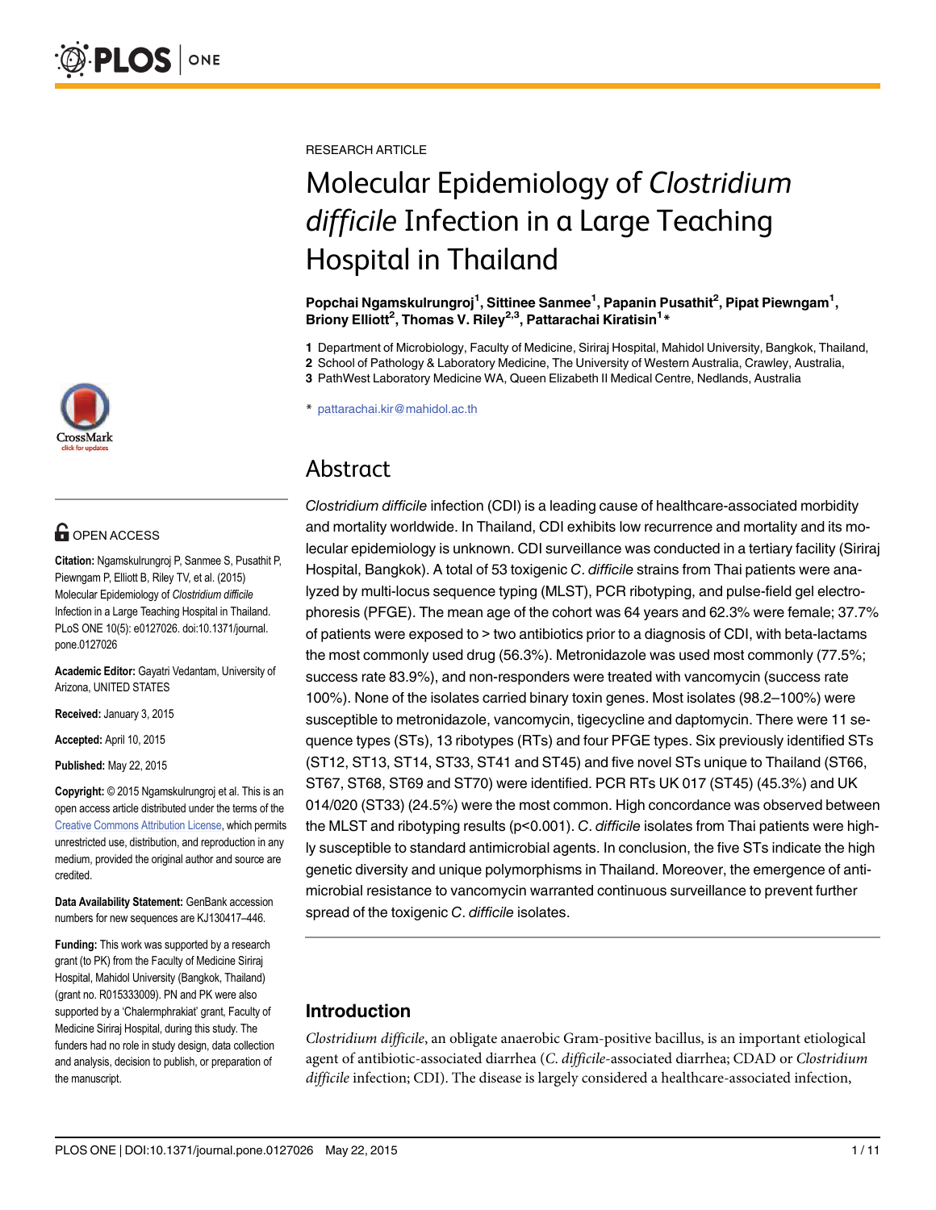RESEARCH ARTICLE

# Molecular Epidemiology of *Clostridium difficile* Infection in a Large Teaching Hospital in Thailand

**Popchai Ngamskulrungroj[1], Sittinee Sanmee[1], Papanin Pusathit[2], Pipat Piewngam[1], Briony Elliott[2], Thomas V. Riley[2,3], Pattarachai Kiratisin[1]***

1 Department of Microbiology, Faculty of Medicine, Siriraj Hospital, Mahidol University, Bangkok, Thailand,
2 School of Pathology & Laboratory Medicine, The University of Western Australia, Crawley, Australia,
3 PathWest Laboratory Medicine WA, Queen Elizabeth II Medical Centre, Nedlands, Australia

* pattarachai.kir@mahidol.ac.th

OPEN ACCESS

**Citation:** Ngamskulrungroj P, Sanmee S, Pusathit P, Piewngam P, Elliott B, Riley TV, et al. (2015) Molecular Epidemiology of *Clostridium difficile* Infection in a Large Teaching Hospital in Thailand. PLoS ONE 10(5): e0127026. doi:10.1371/journal.pone.0127026

**Academic Editor:** Gayatri Vedantam, University of Arizona, UNITED STATES

**Received:** January 3, 2015

**Accepted:** April 10, 2015

**Published:** May 22, 2015

**Copyright:** © 2015 Ngamskulrungroj et al. This is an open access article distributed under the terms of the Creative Commons Attribution License, which permits unrestricted use, distribution, and reproduction in any medium, provided the original author and source are credited.

**Data Availability Statement:** GenBank accession numbers for new sequences are KJ130417–446.

**Funding:** This work was supported by a research grant (to PK) from the Faculty of Medicine Siriraj Hospital, Mahidol University (Bangkok, Thailand) (grant no. R015333009). PN and PK were also supported by a 'Chalermphrakiat' grant, Faculty of Medicine Siriraj Hospital, during this study. The funders had no role in study design, data collection and analysis, decision to publish, or preparation of the manuscript.

## Abstract

*Clostridium difficile* infection (CDI) is a leading cause of healthcare-associated morbidity and mortality worldwide. In Thailand, CDI exhibits low recurrence and mortality and its molecular epidemiology is unknown. CDI surveillance was conducted in a tertiary facility (Siriraj Hospital, Bangkok). A total of 53 toxigenic *C. difficile* strains from Thai patients were analyzed by multi-locus sequence typing (MLST), PCR ribotyping, and pulse-field gel electrophoresis (PFGE). The mean age of the cohort was 64 years and 62.3% were female; 37.7% of patients were exposed to > two antibiotics prior to a diagnosis of CDI, with beta-lactams the most commonly used drug (56.3%). Metronidazole was used most commonly (77.5%; success rate 83.9%), and non-responders were treated with vancomycin (success rate 100%). None of the isolates carried binary toxin genes. Most isolates (98.2–100%) were susceptible to metronidazole, vancomycin, tigecycline and daptomycin. There were 11 sequence types (STs), 13 ribotypes (RTs) and four PFGE types. Six previously identified STs (ST12, ST13, ST14, ST33, ST41 and ST45) and five novel STs unique to Thailand (ST66, ST67, ST68, ST69 and ST70) were identified. PCR RTs UK 017 (ST45) (45.3%) and UK 014/020 (ST33) (24.5%) were the most common. High concordance was observed between the MLST and ribotyping results ($p<0.001$). *C. difficile* isolates from Thai patients were highly susceptible to standard antimicrobial agents. In conclusion, the five STs indicate the high genetic diversity and unique polymorphisms in Thailand. Moreover, the emergence of antimicrobial resistance to vancomycin warranted continuous surveillance to prevent further spread of the toxigenic *C. difficile* isolates.

## Introduction

*Clostridium difficile*, an obligate anaerobic Gram-positive bacillus, is an important etiological agent of antibiotic-associated diarrhea (*C. difficile*-associated diarrhea; CDAD or *Clostridium difficile* infection; CDI). The disease is largely considered a healthcare-associated infection,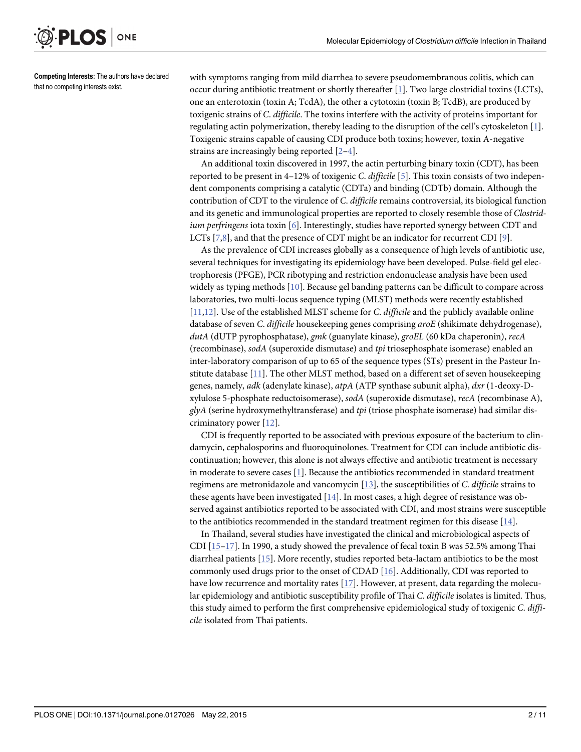**Competing Interests:** The authors have declared that no competing interests exist.

with symptoms ranging from mild diarrhea to severe pseudomembranous colitis, which can occur during antibiotic treatment or shortly thereafter [1]. Two large clostridial toxins (LCTs), one an enterotoxin (toxin A; TcdA), the other a cytotoxin (toxin B; TcdB), are produced by toxigenic strains of *C. difficile*. The toxins interfere with the activity of proteins important for regulating actin polymerization, thereby leading to the disruption of the cell's cytoskeleton [1]. Toxigenic strains capable of causing CDI produce both toxins; however, toxin A-negative strains are increasingly being reported [2–4].

An additional toxin discovered in 1997, the actin perturbing binary toxin (CDT), has been reported to be present in 4–12% of toxigenic *C. difficile* [5]. This toxin consists of two independent components comprising a catalytic (CDTa) and binding (CDTb) domain. Although the contribution of CDT to the virulence of *C. difficile* remains controversial, its biological function and its genetic and immunological properties are reported to closely resemble those of *Clostridium perfringens* iota toxin [6]. Interestingly, studies have reported synergy between CDT and LCTs [7,8], and that the presence of CDT might be an indicator for recurrent CDI [9].

As the prevalence of CDI increases globally as a consequence of high levels of antibiotic use, several techniques for investigating its epidemiology have been developed. Pulse-field gel electrophoresis (PFGE), PCR ribotyping and restriction endonuclease analysis have been used widely as typing methods [10]. Because gel banding patterns can be difficult to compare across laboratories, two multi-locus sequence typing (MLST) methods were recently established [11,12]. Use of the established MLST scheme for *C. difficile* and the publicly available online database of seven *C. difficile* housekeeping genes comprising *aroE* (shikimate dehydrogenase), *dutA* (dUTP pyrophosphatase), *gmk* (guanylate kinase), *groEL* (60 kDa chaperonin), *recA* (recombinase), *sodA* (superoxide dismutase) and *tpi* triosephosphate isomerase) enabled an inter-laboratory comparison of up to 65 of the sequence types (STs) present in the Pasteur Institute database [11]. The other MLST method, based on a different set of seven housekeeping genes, namely, *adk* (adenylate kinase), *atpA* (ATP synthase subunit alpha), *dxr* (1-deoxy-D-xylulose 5-phosphate reductoisomerase), *sodA* (superoxide dismutase), *recA* (recombinase A), *glyA* (serine hydroxymethyltransferase) and *tpi* (triose phosphate isomerase) had similar discriminatory power [12].

CDI is frequently reported to be associated with previous exposure of the bacterium to clindamycin, cephalosporins and fluoroquinolones. Treatment for CDI can include antibiotic discontinuation; however, this alone is not always effective and antibiotic treatment is necessary in moderate to severe cases [1]. Because the antibiotics recommended in standard treatment regimens are metronidazole and vancomycin [13], the susceptibilities of *C. difficile* strains to these agents have been investigated [14]. In most cases, a high degree of resistance was observed against antibiotics reported to be associated with CDI, and most strains were susceptible to the antibiotics recommended in the standard treatment regimen for this disease [14].

In Thailand, several studies have investigated the clinical and microbiological aspects of CDI [15–17]. In 1990, a study showed the prevalence of fecal toxin B was 52.5% among Thai diarrheal patients [15]. More recently, studies reported beta-lactam antibiotics to be the most commonly used drugs prior to the onset of CDAD [16]. Additionally, CDI was reported to have low recurrence and mortality rates [17]. However, at present, data regarding the molecular epidemiology and antibiotic susceptibility profile of Thai *C. difficile* isolates is limited. Thus, this study aimed to perform the first comprehensive epidemiological study of toxigenic *C. difficile* isolated from Thai patients.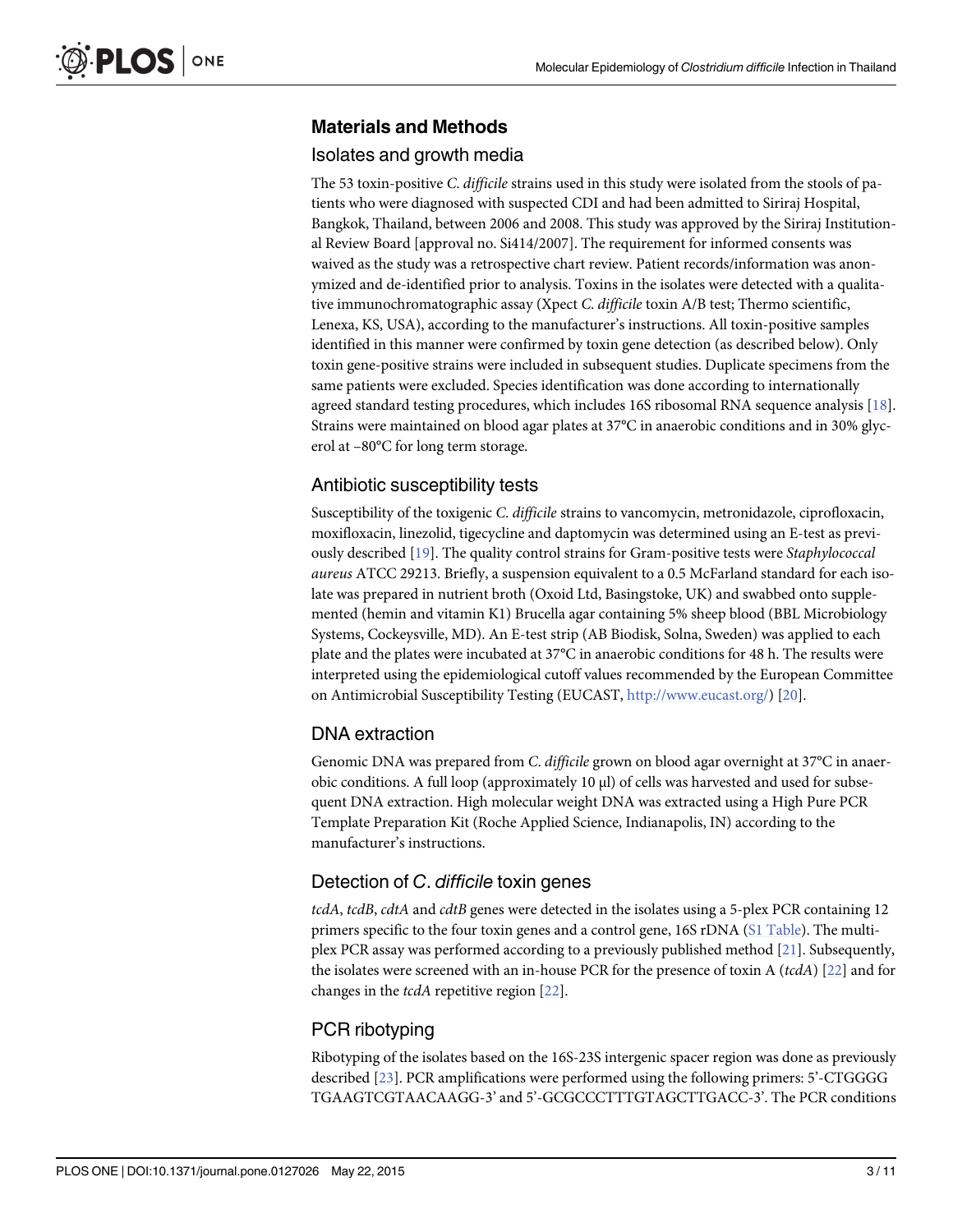## Materials and Methods

### Isolates and growth media

The 53 toxin-positive *C. difficile* strains used in this study were isolated from the stools of patients who were diagnosed with suspected CDI and had been admitted to Siriraj Hospital, Bangkok, Thailand, between 2006 and 2008. This study was approved by the Siriraj Institutional Review Board [approval no. Si414/2007]. The requirement for informed consents was waived as the study was a retrospective chart review. Patient records/information was anonymized and de-identified prior to analysis. Toxins in the isolates were detected with a qualitative immunochromatographic assay (Xpect *C. difficile* toxin A/B test; Thermo scientific, Lenexa, KS, USA), according to the manufacturer's instructions. All toxin-positive samples identified in this manner were confirmed by toxin gene detection (as described below). Only toxin gene-positive strains were included in subsequent studies. Duplicate specimens from the same patients were excluded. Species identification was done according to internationally agreed standard testing procedures, which includes 16S ribosomal RNA sequence analysis [18]. Strains were maintained on blood agar plates at 37°C in anaerobic conditions and in 30% glycerol at –80°C for long term storage.

### Antibiotic susceptibility tests

Susceptibility of the toxigenic *C. difficile* strains to vancomycin, metronidazole, ciprofloxacin, moxifloxacin, linezolid, tigecycline and daptomycin was determined using an E-test as previously described [19]. The quality control strains for Gram-positive tests were *Staphylococcal aureus* ATCC 29213. Briefly, a suspension equivalent to a 0.5 McFarland standard for each isolate was prepared in nutrient broth (Oxoid Ltd, Basingstoke, UK) and swabbed onto supplemented (hemin and vitamin K1) Brucella agar containing 5% sheep blood (BBL Microbiology Systems, Cockeysville, MD). An E-test strip (AB Biodisk, Solna, Sweden) was applied to each plate and the plates were incubated at 37°C in anaerobic conditions for 48 h. The results were interpreted using the epidemiological cutoff values recommended by the European Committee on Antimicrobial Susceptibility Testing (EUCAST, http://www.eucast.org/) [20].

### DNA extraction

Genomic DNA was prepared from *C. difficile* grown on blood agar overnight at 37°C in anaerobic conditions. A full loop (approximately 10 μl) of cells was harvested and used for subsequent DNA extraction. High molecular weight DNA was extracted using a High Pure PCR Template Preparation Kit (Roche Applied Science, Indianapolis, IN) according to the manufacturer's instructions.

### Detection of *C. difficile* toxin genes

*tcdA*, *tcdB*, *cdtA* and *cdtB* genes were detected in the isolates using a 5-plex PCR containing 12 primers specific to the four toxin genes and a control gene, 16S rDNA (S1 Table). The multiplex PCR assay was performed according to a previously published method [21]. Subsequently, the isolates were screened with an in-house PCR for the presence of toxin A (*tcdA*) [22] and for changes in the *tcdA* repetitive region [22].

### PCR ribotyping

Ribotyping of the isolates based on the 16S-23S intergenic spacer region was done as previously described [23]. PCR amplifications were performed using the following primers: 5'-CTGGGG TGAAGTCGTAACAAGG-3' and 5'-GCGCCCTTTGTAGCTTGACC-3'. The PCR conditions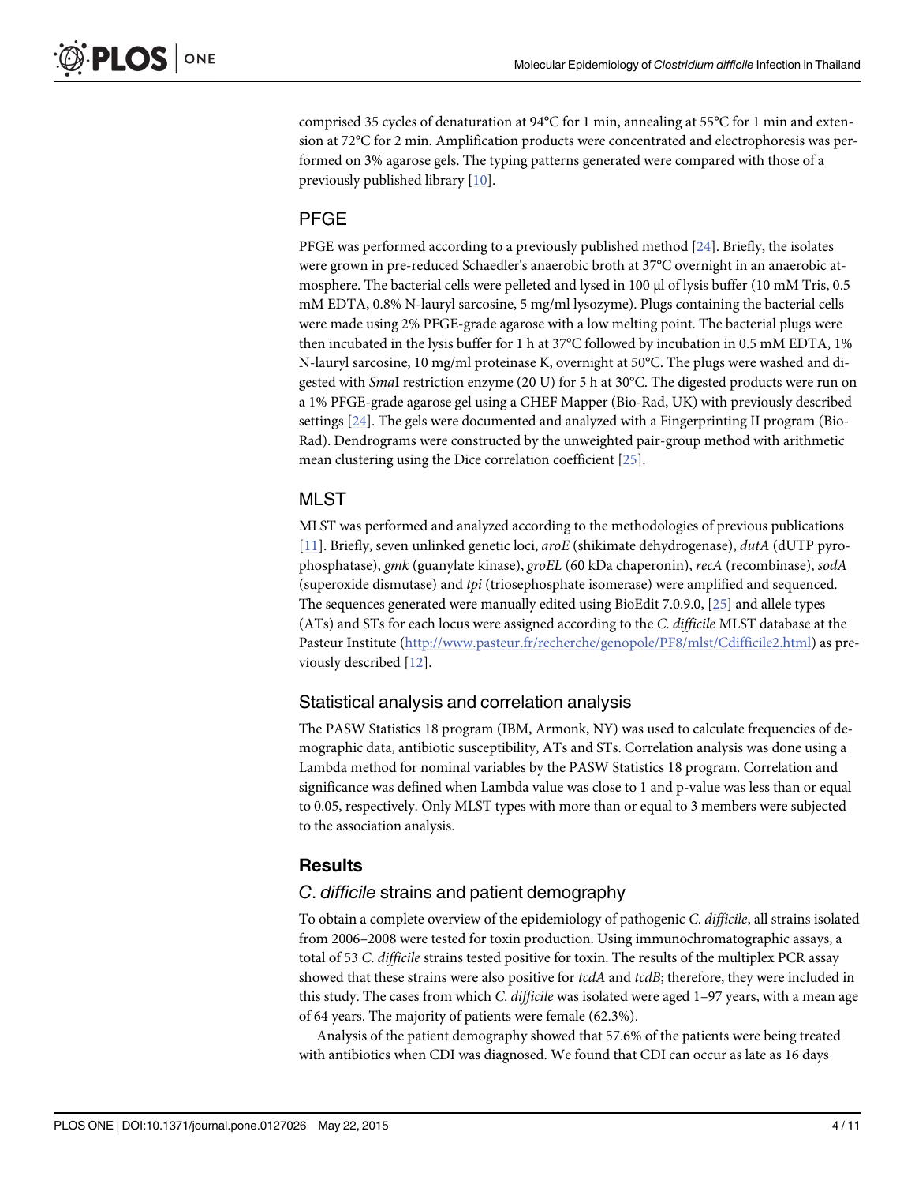comprised 35 cycles of denaturation at 94°C for 1 min, annealing at 55°C for 1 min and extension at 72°C for 2 min. Amplification products were concentrated and electrophoresis was performed on 3% agarose gels. The typing patterns generated were compared with those of a previously published library [10].

## PFGE

PFGE was performed according to a previously published method [24]. Briefly, the isolates were grown in pre-reduced Schaedler's anaerobic broth at 37°C overnight in an anaerobic atmosphere. The bacterial cells were pelleted and lysed in 100 μl of lysis buffer (10 mM Tris, 0.5 mM EDTA, 0.8% N-lauryl sarcosine, 5 mg/ml lysozyme). Plugs containing the bacterial cells were made using 2% PFGE-grade agarose with a low melting point. The bacterial plugs were then incubated in the lysis buffer for 1 h at 37°C followed by incubation in 0.5 mM EDTA, 1% N-lauryl sarcosine, 10 mg/ml proteinase K, overnight at 50°C. The plugs were washed and digested with *Sma*I restriction enzyme (20 U) for 5 h at 30°C. The digested products were run on a 1% PFGE-grade agarose gel using a CHEF Mapper (Bio-Rad, UK) with previously described settings [24]. The gels were documented and analyzed with a Fingerprinting II program (Bio-Rad). Dendrograms were constructed by the unweighted pair-group method with arithmetic mean clustering using the Dice correlation coefficient [25].

## MLST

MLST was performed and analyzed according to the methodologies of previous publications [11]. Briefly, seven unlinked genetic loci, *aroE* (shikimate dehydrogenase), *dutA* (dUTP pyrophosphatase), *gmk* (guanylate kinase), *groEL* (60 kDa chaperonin), *recA* (recombinase), *sodA* (superoxide dismutase) and *tpi* (triosephosphate isomerase) were amplified and sequenced. The sequences generated were manually edited using BioEdit 7.0.9.0, [25] and allele types (ATs) and STs for each locus were assigned according to the *C*. *difficile* MLST database at the Pasteur Institute (http://www.pasteur.fr/recherche/genopole/PF8/mlst/Cdifficile2.html) as previously described [12].

### Statistical analysis and correlation analysis

The PASW Statistics 18 program (IBM, Armonk, NY) was used to calculate frequencies of demographic data, antibiotic susceptibility, ATs and STs. Correlation analysis was done using a Lambda method for nominal variables by the PASW Statistics 18 program. Correlation and significance was defined when Lambda value was close to 1 and p-value was less than or equal to 0.05, respectively. Only MLST types with more than or equal to 3 members were subjected to the association analysis.

## Results

### *C*. *difficile* strains and patient demography

To obtain a complete overview of the epidemiology of pathogenic *C*. *difficile*, all strains isolated from 2006–2008 were tested for toxin production. Using immunochromatographic assays, a total of 53 *C*. *difficile* strains tested positive for toxin. The results of the multiplex PCR assay showed that these strains were also positive for *tcdA* and *tcdB*; therefore, they were included in this study. The cases from which *C*. *difficile* was isolated were aged 1–97 years, with a mean age of 64 years. The majority of patients were female (62.3%).

Analysis of the patient demography showed that 57.6% of the patients were being treated with antibiotics when CDI was diagnosed. We found that CDI can occur as late as 16 days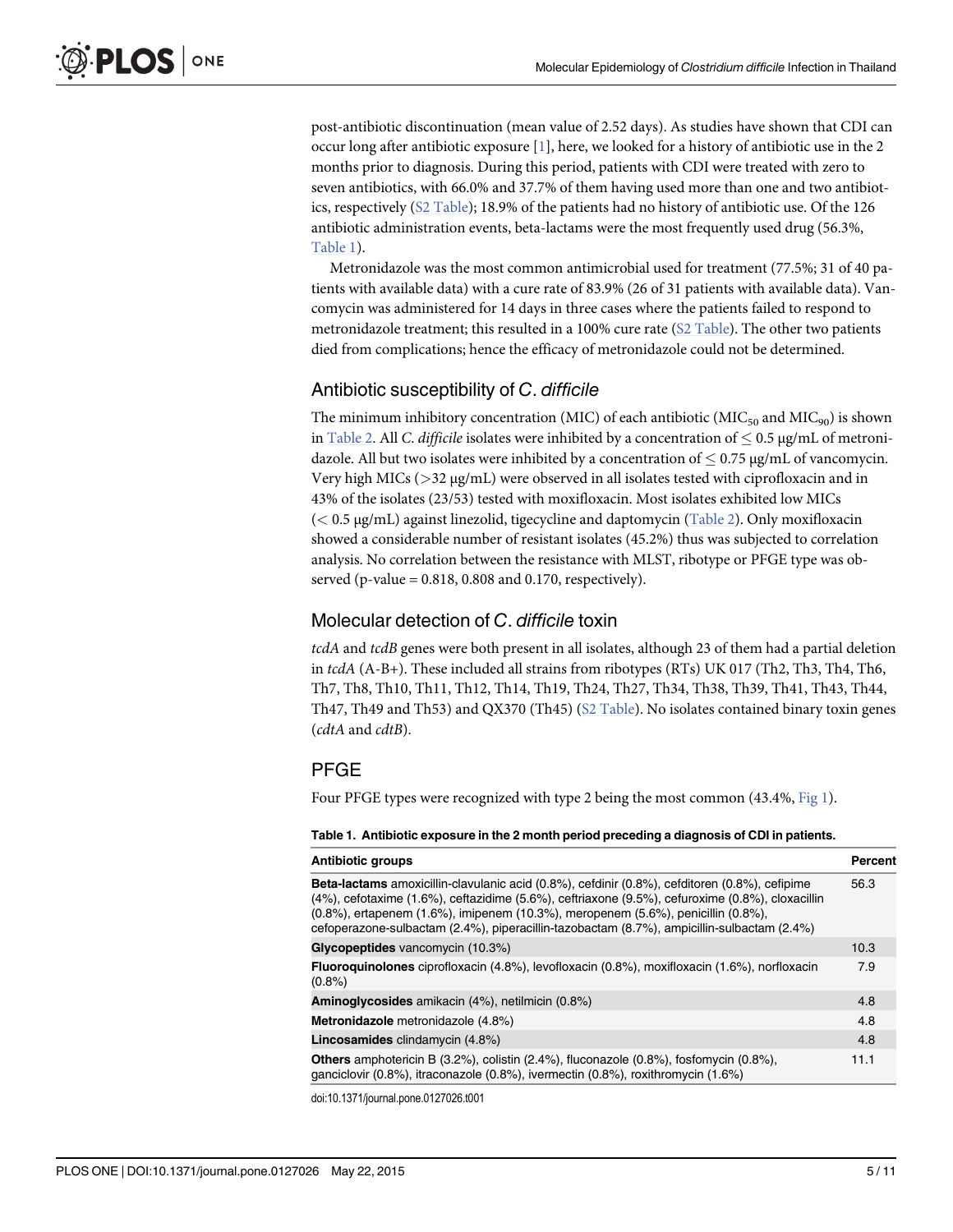post-antibiotic discontinuation (mean value of 2.52 days). As studies have shown that CDI can occur long after antibiotic exposure [1], here, we looked for a history of antibiotic use in the 2 months prior to diagnosis. During this period, patients with CDI were treated with zero to seven antibiotics, with 66.0% and 37.7% of them having used more than one and two antibiotics, respectively (S2 Table); 18.9% of the patients had no history of antibiotic use. Of the 126 antibiotic administration events, beta-lactams were the most frequently used drug (56.3%, Table 1).

Metronidazole was the most common antimicrobial used for treatment (77.5%; 31 of 40 patients with available data) with a cure rate of 83.9% (26 of 31 patients with available data). Vancomycin was administered for 14 days in three cases where the patients failed to respond to metronidazole treatment; this resulted in a 100% cure rate (S2 Table). The other two patients died from complications; hence the efficacy of metronidazole could not be determined.

## Antibiotic susceptibility of *C*. *difficile*

The minimum inhibitory concentration (MIC) of each antibiotic ($MIC_{50}$ and $MIC_{90}$) is shown in Table 2. All *C*. *difficile* isolates were inhibited by a concentration of $\leq$ 0.5 μg/mL of metronidazole. All but two isolates were inhibited by a concentration of $\leq$ 0.75 μg/mL of vancomycin. Very high MICs (>32 μg/mL) were observed in all isolates tested with ciprofloxacin and in 43% of the isolates (23/53) tested with moxifloxacin. Most isolates exhibited low MICs (< 0.5 μg/mL) against linezolid, tigecycline and daptomycin (Table 2). Only moxifloxacin showed a considerable number of resistant isolates (45.2%) thus was subjected to correlation analysis. No correlation between the resistance with MLST, ribotype or PFGE type was observed (p-value = 0.818, 0.808 and 0.170, respectively).

## Molecular detection of *C*. *difficile* toxin

*tcdA* and *tcdB* genes were both present in all isolates, although 23 of them had a partial deletion in *tcdA* (A-B+). These included all strains from ribotypes (RTs) UK 017 (Th2, Th3, Th4, Th6, Th7, Th8, Th10, Th11, Th12, Th14, Th19, Th24, Th27, Th34, Th38, Th39, Th41, Th43, Th44, Th47, Th49 and Th53) and QX370 (Th45) (S2 Table). No isolates contained binary toxin genes (*cdtA* and *cdtB*).

## PFGE

Four PFGE types were recognized with type 2 being the most common (43.4%, Fig 1).

**Table 1. Antibiotic exposure in the 2 month period preceding a diagnosis of CDI in patients.**

| Antibiotic groups | Percent |
|---|---|
| **Beta-lactams** amoxicillin-clavulanic acid (0.8%), cefdinir (0.8%), cefditoren (0.8%), cefipime (4%), cefotaxime (1.6%), ceftazidime (5.6%), ceftriaxone (9.5%), cefuroxime (0.8%), cloxacillin (0.8%), ertapenem (1.6%), imipenem (10.3%), meropenem (5.6%), penicillin (0.8%), cefoperazone-sulbactam (2.4%), piperacillin-tazobactam (8.7%), ampicillin-sulbactam (2.4%) | 56.3 |
| **Glycopeptides** vancomycin (10.3%) | 10.3 |
| **Fluoroquinolones** ciprofloxacin (4.8%), levofloxacin (0.8%), moxifloxacin (1.6%), norfloxacin (0.8%) | 7.9 |
| **Aminoglycosides** amikacin (4%), netilmicin (0.8%) | 4.8 |
| **Metronidazole** metronidazole (4.8%) | 4.8 |
| **Lincosamides** clindamycin (4.8%) | 4.8 |
| **Others** amphotericin B (3.2%), colistin (2.4%), fluconazole (0.8%), fosfomycin (0.8%), ganciclovir (0.8%), itraconazole (0.8%), ivermectin (0.8%), roxithromycin (1.6%) | 11.1 |

doi:10.1371/journal.pone.0127026.t001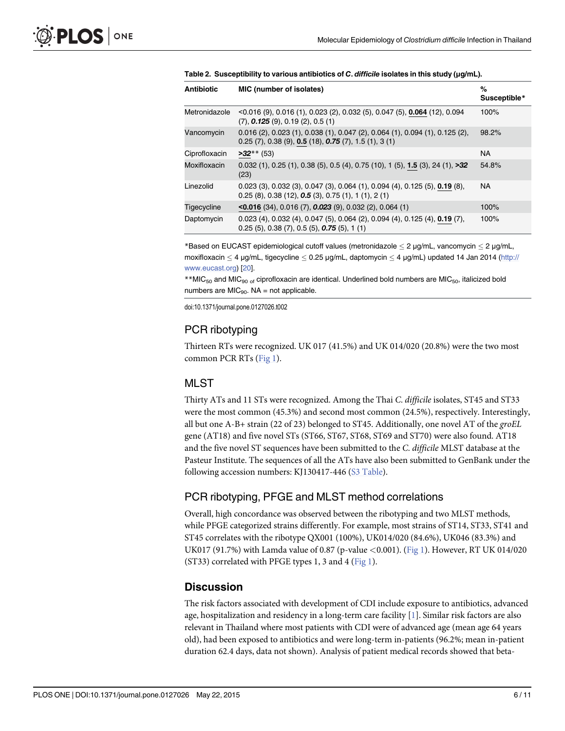**Table 2. Susceptibility to various antibiotics of *C. difficile* isolates in this study (μg/mL).**

| Antibiotic | MIC (number of isolates) | % Susceptible* |
|---|---|---|
| Metronidazole | <0.016 (9), 0.016 (1), 0.023 (2), 0.032 (5), 0.047 (5), **0.064** (12), 0.094 (7), ***0.125*** (9), 0.19 (2), 0.5 (1) | 100% |
| Vancomycin | 0.016 (2), 0.023 (1), 0.038 (1), 0.047 (2), 0.064 (1), 0.094 (1), 0.125 (2), 0.25 (7), 0.38 (9), **0.5** (18), ***0.75*** (7), 1.5 (1), 3 (1) | 98.2% |
| Ciprofloxacin | ***>32***** (53) | NA |
| Moxifloxacin | 0.032 (1), 0.25 (1), 0.38 (5), 0.5 (4), 0.75 (10), 1 (5), **1.5** (3), 24 (1), ***>32*** (23) | 54.8% |
| Linezolid | 0.023 (3), 0.032 (3), 0.047 (3), 0.064 (1), 0.094 (4), 0.125 (5), **0.19** (8), 0.25 (8), 0.38 (12), ***0.5*** (3), 0.75 (1), 1 (1), 2 (1) | NA |
| Tigecycline | **<0.016** (34), 0.016 (7), ***0.023*** (9), 0.032 (2), 0.064 (1) | 100% |
| Daptomycin | 0.023 (4), 0.032 (4), 0.047 (5), 0.064 (2), 0.094 (4), 0.125 (4), **0.19** (7), 0.25 (5), 0.38 (7), 0.5 (5), ***0.75*** (5), 1 (1) | 100% |

*Based on EUCAST epidemiological cutoff values (metronidazole ≤ 2 μg/mL, vancomycin ≤ 2 μg/mL, moxifloxacin ≤ 4 μg/mL, tigecycline ≤ 0.25 μg/mL, daptomycin ≤ 4 μg/mL) updated 14 Jan 2014 (http://www.eucast.org) [20].

**$MIC_{50}$ and $MIC_{90}$ of ciprofloxacin are identical. Underlined bold numbers are $MIC_{50}$, italicized bold numbers are $MIC_{90}$. NA = not applicable.

doi:10.1371/journal.pone.0127026.t002

## PCR ribotyping

Thirteen RTs were recognized. UK 017 (41.5%) and UK 014/020 (20.8%) were the two most common PCR RTs (Fig 1).

## MLST

Thirty ATs and 11 STs were recognized. Among the Thai *C. difficile* isolates, ST45 and ST33 were the most common (45.3%) and second most common (24.5%), respectively. Interestingly, all but one A-B+ strain (22 of 23) belonged to ST45. Additionally, one novel AT of the *groEL* gene (AT18) and five novel STs (ST66, ST67, ST68, ST69 and ST70) were also found. AT18 and the five novel ST sequences have been submitted to the *C. difficile* MLST database at the Pasteur Institute. The sequences of all the ATs have also been submitted to GenBank under the following accession numbers: KJ130417-446 (S3 Table).

## PCR ribotyping, PFGE and MLST method correlations

Overall, high concordance was observed between the ribotyping and two MLST methods, while PFGE categorized strains differently. For example, most strains of ST14, ST33, ST41 and ST45 correlates with the ribotype QX001 (100%), UK014/020 (84.6%), UK046 (83.3%) and UK017 (91.7%) with Lamda value of 0.87 (p-value <0.001). (Fig 1). However, RT UK 014/020 (ST33) correlated with PFGE types 1, 3 and 4 (Fig 1).

## Discussion

The risk factors associated with development of CDI include exposure to antibiotics, advanced age, hospitalization and residency in a long-term care facility [1]. Similar risk factors are also relevant in Thailand where most patients with CDI were of advanced age (mean age 64 years old), had been exposed to antibiotics and were long-term in-patients (96.2%; mean in-patient duration 62.4 days, data not shown). Analysis of patient medical records showed that beta-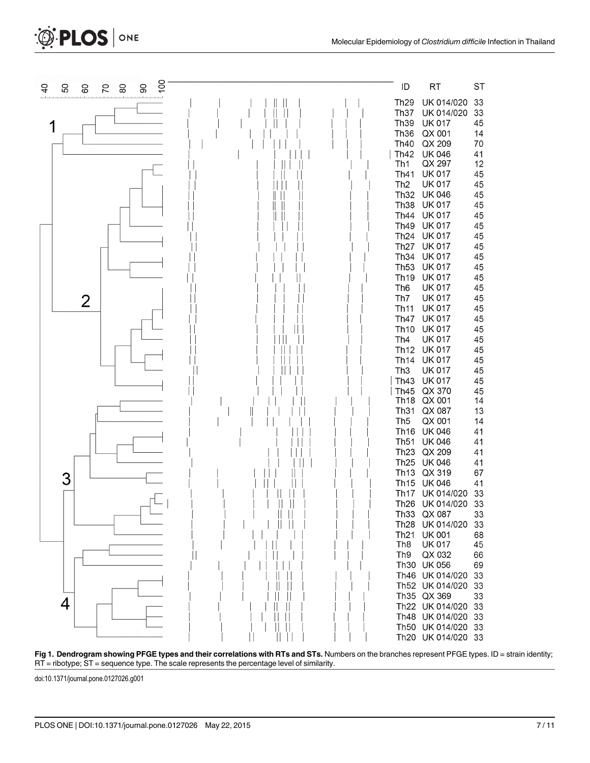| ID | RT | ST |
|---|---|---|
| Th29 | UK 014/020 | 33 |
| Th37 | UK 014/020 | 33 |
| Th39 | UK 017 | 45 |
| Th36 | QX 001 | 14 |
| Th40 | QX 209 | 70 |
| Th42 | UK 046 | 41 |
| Th1 | QX 297 | 12 |
| Th41 | UK 017 | 45 |
| Th2 | UK 017 | 45 |
| Th32 | UK 046 | 45 |
| Th38 | UK 017 | 45 |
| Th44 | UK 017 | 45 |
| Th49 | UK 017 | 45 |
| Th24 | UK 017 | 45 |
| Th27 | UK 017 | 45 |
| Th34 | UK 017 | 45 |
| Th53 | UK 017 | 45 |
| Th19 | UK 017 | 45 |
| Th6 | UK 017 | 45 |
| Th7 | UK 017 | 45 |
| Th11 | UK 017 | 45 |
| Th47 | UK 017 | 45 |
| Th10 | UK 017 | 45 |
| Th4 | UK 017 | 45 |
| Th12 | UK 017 | 45 |
| Th14 | UK 017 | 45 |
| Th3 | UK 017 | 45 |
| Th43 | UK 017 | 45 |
| Th45 | QX 370 | 45 |
| Th18 | QX 001 | 14 |
| Th31 | QX 087 | 13 |
| Th5 | QX 001 | 14 |
| Th16 | UK 046 | 41 |
| Th51 | UK 046 | 41 |
| Th23 | QX 209 | 41 |
| Th25 | UK 046 | 41 |
| Th13 | QX 319 | 67 |
| Th15 | UK 046 | 41 |
| Th17 | UK 014/020 | 33 |
| Th26 | UK 014/020 | 33 |
| Th33 | QX 087 | 33 |
| Th28 | UK 014/020 | 33 |
| Th21 | UK 001 | 68 |
| Th8 | UK 017 | 45 |
| Th9 | QX 032 | 66 |
| Th30 | UK 056 | 69 |
| Th46 | UK 014/020 | 33 |
| Th52 | UK 014/020 | 33 |
| Th35 | QX 369 | 33 |
| Th22 | UK 014/020 | 33 |
| Th48 | UK 014/020 | 33 |
| Th50 | UK 014/020 | 33 |
| Th20 | UK 014/020 | 33 |

**Fig 1. Dendrogram showing PFGE types and their correlations with RTs and STs.** Numbers on the branches represent PFGE types. ID = strain identity; RT = ribotype; ST = sequence type. The scale represents the percentage level of similarity.

doi:10.1371/journal.pone.0127026.g001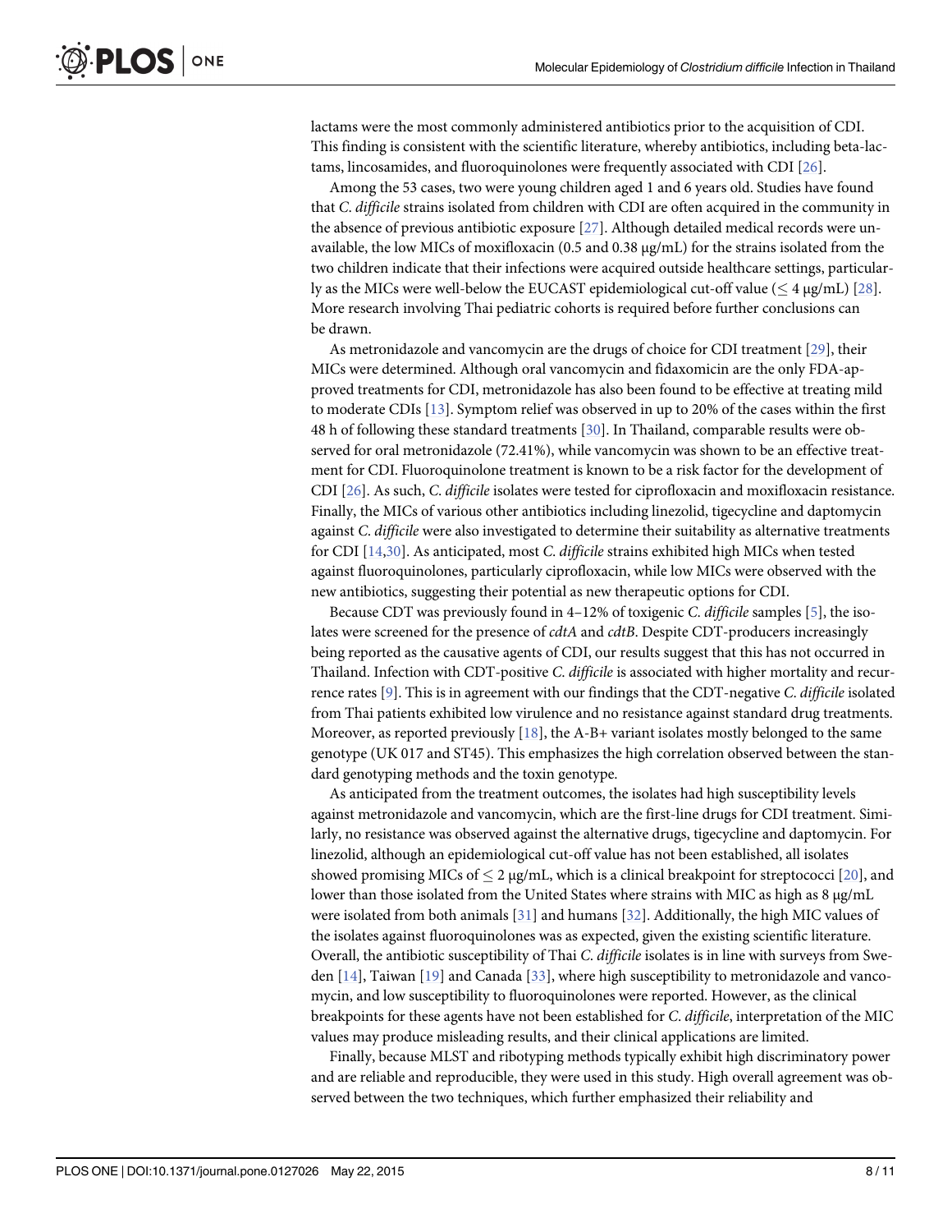lactams were the most commonly administered antibiotics prior to the acquisition of CDI. This finding is consistent with the scientific literature, whereby antibiotics, including beta-lactams, lincosamides, and fluoroquinolones were frequently associated with CDI [26].

Among the 53 cases, two were young children aged 1 and 6 years old. Studies have found that *C. difficile* strains isolated from children with CDI are often acquired in the community in the absence of previous antibiotic exposure [27]. Although detailed medical records were unavailable, the low MICs of moxifloxacin (0.5 and 0.38 μg/mL) for the strains isolated from the two children indicate that their infections were acquired outside healthcare settings, particularly as the MICs were well-below the EUCAST epidemiological cut-off value (≤ 4 μg/mL) [28]. More research involving Thai pediatric cohorts is required before further conclusions can be drawn.

As metronidazole and vancomycin are the drugs of choice for CDI treatment [29], their MICs were determined. Although oral vancomycin and fidaxomicin are the only FDA-approved treatments for CDI, metronidazole has also been found to be effective at treating mild to moderate CDIs [13]. Symptom relief was observed in up to 20% of the cases within the first 48 h of following these standard treatments [30]. In Thailand, comparable results were observed for oral metronidazole (72.41%), while vancomycin was shown to be an effective treatment for CDI. Fluoroquinolone treatment is known to be a risk factor for the development of CDI [26]. As such, *C. difficile* isolates were tested for ciprofloxacin and moxifloxacin resistance. Finally, the MICs of various other antibiotics including linezolid, tigecycline and daptomycin against *C. difficile* were also investigated to determine their suitability as alternative treatments for CDI [14,30]. As anticipated, most *C. difficile* strains exhibited high MICs when tested against fluoroquinolones, particularly ciprofloxacin, while low MICs were observed with the new antibiotics, suggesting their potential as new therapeutic options for CDI.

Because CDT was previously found in 4–12% of toxigenic *C. difficile* samples [5], the isolates were screened for the presence of *cdtA* and *cdtB*. Despite CDT-producers increasingly being reported as the causative agents of CDI, our results suggest that this has not occurred in Thailand. Infection with CDT-positive *C. difficile* is associated with higher mortality and recurrence rates [9]. This is in agreement with our findings that the CDT-negative *C. difficile* isolated from Thai patients exhibited low virulence and no resistance against standard drug treatments. Moreover, as reported previously [18], the A-B+ variant isolates mostly belonged to the same genotype (UK 017 and ST45). This emphasizes the high correlation observed between the standard genotyping methods and the toxin genotype.

As anticipated from the treatment outcomes, the isolates had high susceptibility levels against metronidazole and vancomycin, which are the first-line drugs for CDI treatment. Similarly, no resistance was observed against the alternative drugs, tigecycline and daptomycin. For linezolid, although an epidemiological cut-off value has not been established, all isolates showed promising MICs of ≤ 2 μg/mL, which is a clinical breakpoint for streptococci [20], and lower than those isolated from the United States where strains with MIC as high as 8 μg/mL were isolated from both animals [31] and humans [32]. Additionally, the high MIC values of the isolates against fluoroquinolones was as expected, given the existing scientific literature. Overall, the antibiotic susceptibility of Thai *C. difficile* isolates is in line with surveys from Sweden [14], Taiwan [19] and Canada [33], where high susceptibility to metronidazole and vancomycin, and low susceptibility to fluoroquinolones were reported. However, as the clinical breakpoints for these agents have not been established for *C. difficile*, interpretation of the MIC values may produce misleading results, and their clinical applications are limited.

Finally, because MLST and ribotyping methods typically exhibit high discriminatory power and are reliable and reproducible, they were used in this study. High overall agreement was observed between the two techniques, which further emphasized their reliability and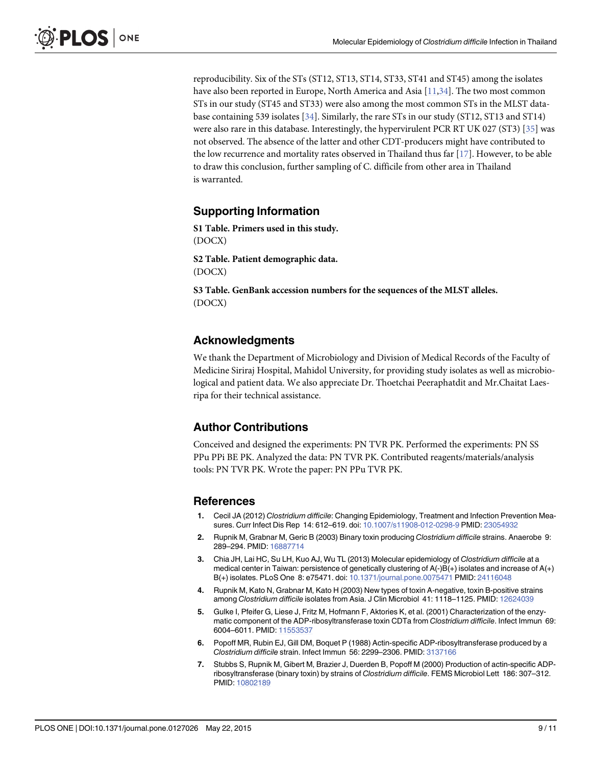reproducibility. Six of the STs (ST12, ST13, ST14, ST33, ST41 and ST45) among the isolates have also been reported in Europe, North America and Asia [11,34]. The two most common STs in our study (ST45 and ST33) were also among the most common STs in the MLST database containing 539 isolates [34]. Similarly, the rare STs in our study (ST12, ST13 and ST14) were also rare in this database. Interestingly, the hypervirulent PCR RT UK 027 (ST3) [35] was not observed. The absence of the latter and other CDT-producers might have contributed to the low recurrence and mortality rates observed in Thailand thus far [17]. However, to be able to draw this conclusion, further sampling of C. difficile from other area in Thailand is warranted.

## Supporting Information

**S1 Table. Primers used in this study.**
(DOCX)

**S2 Table. Patient demographic data.**
(DOCX)

**S3 Table. GenBank accession numbers for the sequences of the MLST alleles.**
(DOCX)

## Acknowledgments

We thank the Department of Microbiology and Division of Medical Records of the Faculty of Medicine Siriraj Hospital, Mahidol University, for providing study isolates as well as microbiological and patient data. We also appreciate Dr. Thoetchai Peeraphatdit and Mr.Chaitat Laesripa for their technical assistance.

## Author Contributions

Conceived and designed the experiments: PN TVR PK. Performed the experiments: PN SS PPu PPi BE PK. Analyzed the data: PN TVR PK. Contributed reagents/materials/analysis tools: PN TVR PK. Wrote the paper: PN PPu TVR PK.

## References

1. Cecil JA (2012) *Clostridium difficile*: Changing Epidemiology, Treatment and Infection Prevention Measures. Curr Infect Dis Rep 14: 612–619. doi: 10.1007/s11908-012-0298-9 PMID: 23054932
2. Rupnik M, Grabnar M, Geric B (2003) Binary toxin producing *Clostridium difficile* strains. Anaerobe 9: 289–294. PMID: 16887714
3. Chia JH, Lai HC, Su LH, Kuo AJ, Wu TL (2013) Molecular epidemiology of *Clostridium difficile* at a medical center in Taiwan: persistence of genetically clustering of A(-)B(+) isolates and increase of A(+)B(+) isolates. PLoS One 8: e75471. doi: 10.1371/journal.pone.0075471 PMID: 24116048
4. Rupnik M, Kato N, Grabnar M, Kato H (2003) New types of toxin A-negative, toxin B-positive strains among *Clostridium difficile* isolates from Asia. J Clin Microbiol 41: 1118–1125. PMID: 12624039
5. Gulke I, Pfeifer G, Liese J, Fritz M, Hofmann F, Aktories K, et al. (2001) Characterization of the enzymatic component of the ADP-ribosyltransferase toxin CDTa from *Clostridium difficile*. Infect Immun 69: 6004–6011. PMID: 11553537
6. Popoff MR, Rubin EJ, Gill DM, Boquet P (1988) Actin-specific ADP-ribosyltransferase produced by a *Clostridium difficile* strain. Infect Immun 56: 2299–2306. PMID: 3137166
7. Stubbs S, Rupnik M, Gibert M, Brazier J, Duerden B, Popoff M (2000) Production of actin-specific ADP-ribosyltransferase (binary toxin) by strains of *Clostridium difficile*. FEMS Microbiol Lett 186: 307–312. PMID: 10802189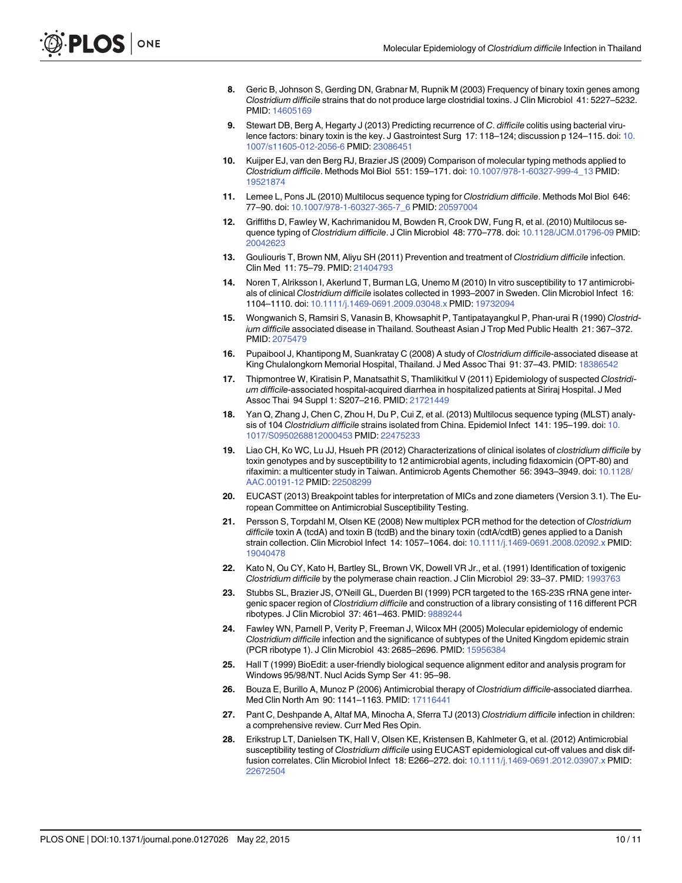8. Geric B, Johnson S, Gerding DN, Grabnar M, Rupnik M (2003) Frequency of binary toxin genes among *Clostridium difficile* strains that do not produce large clostridial toxins. J Clin Microbiol 41: 5227–5232. PMID: 14605169

9. Stewart DB, Berg A, Hegarty J (2013) Predicting recurrence of *C. difficile* colitis using bacterial virulence factors: binary toxin is the key. J Gastrointest Surg 17: 118–124; discussion p 124–115. doi: 10.1007/s11605-012-2056-6 PMID: 23086451

10. Kuijper EJ, van den Berg RJ, Brazier JS (2009) Comparison of molecular typing methods applied to *Clostridium difficile*. Methods Mol Biol 551: 159–171. doi: 10.1007/978-1-60327-999-4_13 PMID: 19521874

11. Lemee L, Pons JL (2010) Multilocus sequence typing for *Clostridium difficile*. Methods Mol Biol 646: 77–90. doi: 10.1007/978-1-60327-365-7_6 PMID: 20597004

12. Griffiths D, Fawley W, Kachrimanidou M, Bowden R, Crook DW, Fung R, et al. (2010) Multilocus sequence typing of *Clostridium difficile*. J Clin Microbiol 48: 770–778. doi: 10.1128/JCM.01796-09 PMID: 20042623

13. Gouliouris T, Brown NM, Aliyu SH (2011) Prevention and treatment of *Clostridium difficile* infection. Clin Med 11: 75–79. PMID: 21404793

14. Noren T, Alriksson I, Akerlund T, Burman LG, Unemo M (2010) In vitro susceptibility to 17 antimicrobials of clinical *Clostridium difficile* isolates collected in 1993–2007 in Sweden. Clin Microbiol Infect 16: 1104–1110. doi: 10.1111/j.1469-0691.2009.03048.x PMID: 19732094

15. Wongwanich S, Ramsiri S, Vanasin B, Khowsaphit P, Tantipatayangkul P, Phan-urai R (1990) *Clostridium difficile* associated disease in Thailand. Southeast Asian J Trop Med Public Health 21: 367–372. PMID: 2075479

16. Pupaibool J, Khantipong M, Suankratay C (2008) A study of *Clostridium difficile*-associated disease at King Chulalongkorn Memorial Hospital, Thailand. J Med Assoc Thai 91: 37–43. PMID: 18386542

17. Thipmontree W, Kiratisin P, Manatsathit S, Thamlikitkul V (2011) Epidemiology of suspected *Clostridium difficile*-associated hospital-acquired diarrhea in hospitalized patients at Siriraj Hospital. J Med Assoc Thai 94 Suppl 1: S207–216. PMID: 21721449

18. Yan Q, Zhang J, Chen C, Zhou H, Du P, Cui Z, et al. (2013) Multilocus sequence typing (MLST) analysis of 104 *Clostridium difficile* strains isolated from China. Epidemiol Infect 141: 195–199. doi: 10.1017/S0950268812000453 PMID: 22475233

19. Liao CH, Ko WC, Lu JJ, Hsueh PR (2012) Characterizations of clinical isolates of *clostridium difficile* by toxin genotypes and by susceptibility to 12 antimicrobial agents, including fidaxomicin (OPT-80) and rifaximin: a multicenter study in Taiwan. Antimicrob Agents Chemother 56: 3943–3949. doi: 10.1128/AAC.00191-12 PMID: 22508299

20. EUCAST (2013) Breakpoint tables for interpretation of MICs and zone diameters (Version 3.1). The European Committee on Antimicrobial Susceptibility Testing.

21. Persson S, Torpdahl M, Olsen KE (2008) New multiplex PCR method for the detection of *Clostridium difficile* toxin A (tcdA) and toxin B (tcdB) and the binary toxin (cdtA/cdtB) genes applied to a Danish strain collection. Clin Microbiol Infect 14: 1057–1064. doi: 10.1111/j.1469-0691.2008.02092.x PMID: 19040478

22. Kato N, Ou CY, Kato H, Bartley SL, Brown VK, Dowell VR Jr., et al. (1991) Identification of toxigenic *Clostridium difficile* by the polymerase chain reaction. J Clin Microbiol 29: 33–37. PMID: 1993763

23. Stubbs SL, Brazier JS, O'Neill GL, Duerden BI (1999) PCR targeted to the 16S-23S rRNA gene intergenic spacer region of *Clostridium difficile* and construction of a library consisting of 116 different PCR ribotypes. J Clin Microbiol 37: 461–463. PMID: 9889244

24. Fawley WN, Parnell P, Verity P, Freeman J, Wilcox MH (2005) Molecular epidemiology of endemic *Clostridium difficile* infection and the significance of subtypes of the United Kingdom epidemic strain (PCR ribotype 1). J Clin Microbiol 43: 2685–2696. PMID: 15956384

25. Hall T (1999) BioEdit: a user-friendly biological sequence alignment editor and analysis program for Windows 95/98/NT. Nucl Acids Symp Ser 41: 95–98.

26. Bouza E, Burillo A, Munoz P (2006) Antimicrobial therapy of *Clostridium difficile*-associated diarrhea. Med Clin North Am 90: 1141–1163. PMID: 17116441

27. Pant C, Deshpande A, Altaf MA, Minocha A, Sferra TJ (2013) *Clostridium difficile* infection in children: a comprehensive review. Curr Med Res Opin.

28. Erikstrup LT, Danielsen TK, Hall V, Olsen KE, Kristensen B, Kahlmeter G, et al. (2012) Antimicrobial susceptibility testing of *Clostridium difficile* using EUCAST epidemiological cut-off values and disk diffusion correlates. Clin Microbiol Infect 18: E266–272. doi: 10.1111/j.1469-0691.2012.03907.x PMID: 22672504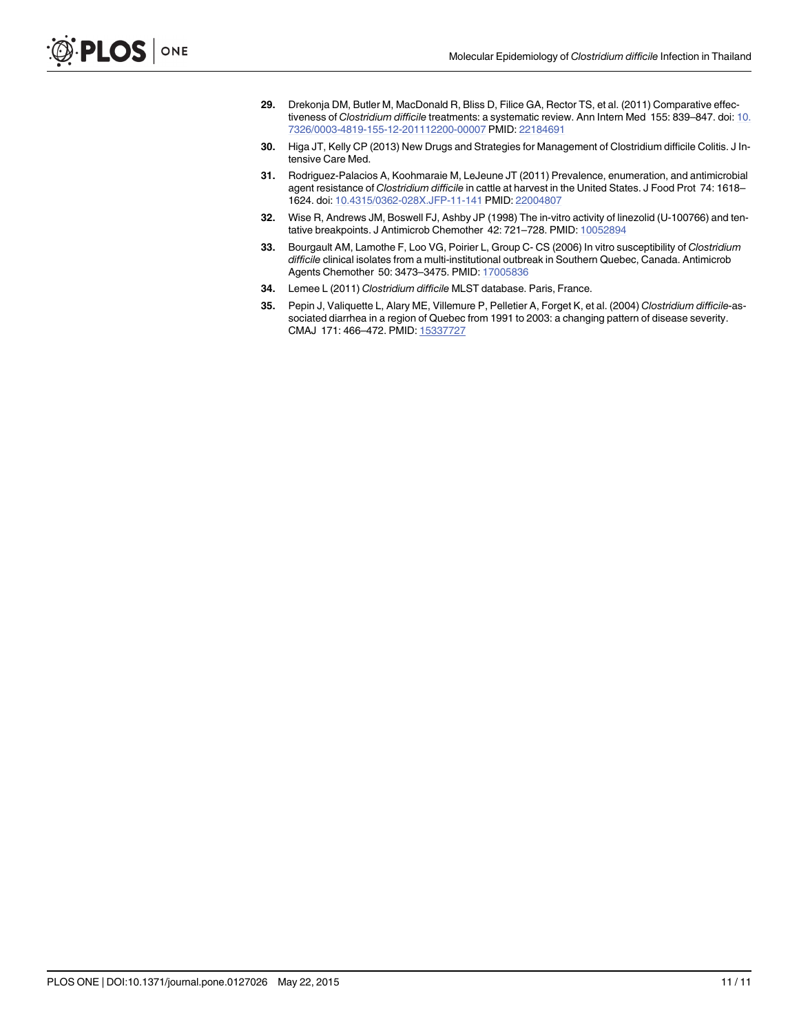29. Drekonja DM, Butler M, MacDonald R, Bliss D, Filice GA, Rector TS, et al. (2011) Comparative effectiveness of *Clostridium difficile* treatments: a systematic review. Ann Intern Med 155: 839–847. doi: 10.7326/0003-4819-155-12-201112200-00007 PMID: 22184691
30. Higa JT, Kelly CP (2013) New Drugs and Strategies for Management of Clostridium difficile Colitis. J Intensive Care Med.
31. Rodriguez-Palacios A, Koohmaraie M, LeJeune JT (2011) Prevalence, enumeration, and antimicrobial agent resistance of *Clostridium difficile* in cattle at harvest in the United States. J Food Prot 74: 1618–1624. doi: 10.4315/0362-028X.JFP-11-141 PMID: 22004807
32. Wise R, Andrews JM, Boswell FJ, Ashby JP (1998) The in-vitro activity of linezolid (U-100766) and tentative breakpoints. J Antimicrob Chemother 42: 721–728. PMID: 10052894
33. Bourgault AM, Lamothe F, Loo VG, Poirier L, Group C- CS (2006) In vitro susceptibility of *Clostridium difficile* clinical isolates from a multi-institutional outbreak in Southern Quebec, Canada. Antimicrob Agents Chemother 50: 3473–3475. PMID: 17005836
34. Lemee L (2011) *Clostridium difficile* MLST database. Paris, France.
35. Pepin J, Valiquette L, Alary ME, Villemure P, Pelletier A, Forget K, et al. (2004) *Clostridium difficile*-associated diarrhea in a region of Quebec from 1991 to 2003: a changing pattern of disease severity. CMAJ 171: 466–472. PMID: 15337727